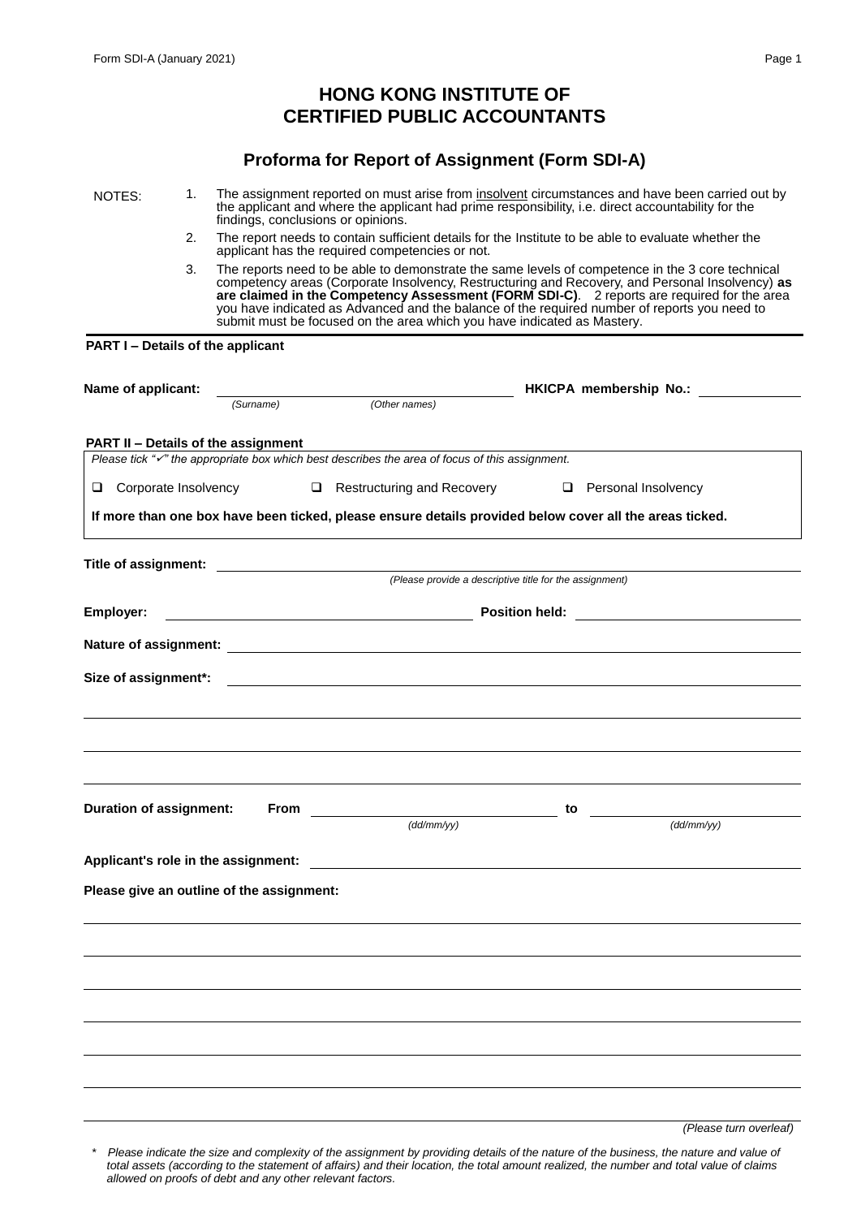# HONG KONG INSTITUTE OF CERTIFIED PUBLIC ACCOUNTANTS

## Proforma for Report of Assignment (Form SDI-A)

NOTES:

1. The assignment reported on must arise from insolvent circumstances and have been carried out by the applicant and where the applicant had prime responsibility, i.e. direct accountability for the findings, conclusions or opinions.
2. The report needs to contain sufficient details for the Institute to be able to evaluate whether the applicant has the required competencies or not.
3. The reports need to be able to demonstrate the same levels of competence in the 3 core technical competency areas (Corporate Insolvency, Restructuring and Recovery, and Personal Insolvency) **as are claimed in the Competency Assessment (FORM SDI-C)**. 2 reports are required for the area you have indicated as Advanced and the balance of the required number of reports you need to submit must be focused on the area which you have indicated as Mastery.

**PART I – Details of the applicant**

**Name of applicant:** ______________________ *(Surname)* *(Other names)* **HKICPA membership No.:** __________

**PART II – Details of the assignment**

*Please tick "✓" the appropriate box which best describes the area of focus of this assignment.*

☐ Corporate Insolvency ☐ Restructuring and Recovery ☐ Personal Insolvency

**If more than one box have been ticked, please ensure details provided below cover all the areas ticked.**

**Title of assignment:** ______________________
*(Please provide a descriptive title for the assignment)*

**Employer:** ______________________ **Position held:** ______________________

**Nature of assignment:** ______________________

**Size of assignment\*:** ______________________

______________________

______________________

______________________

**Duration of assignment:** **From** __________ *(dd/mm/yy)* **to** __________ *(dd/mm/yy)*

**Applicant's role in the assignment:** ______________________

**Please give an outline of the assignment:**

______________________

______________________

______________________

______________________

______________________

______________________

______________________

*(Please turn overleaf)*

\* *Please indicate the size and complexity of the assignment by providing details of the nature of the business, the nature and value of total assets (according to the statement of affairs) and their location, the total amount realized, the number and total value of claims allowed on proofs of debt and any other relevant factors.*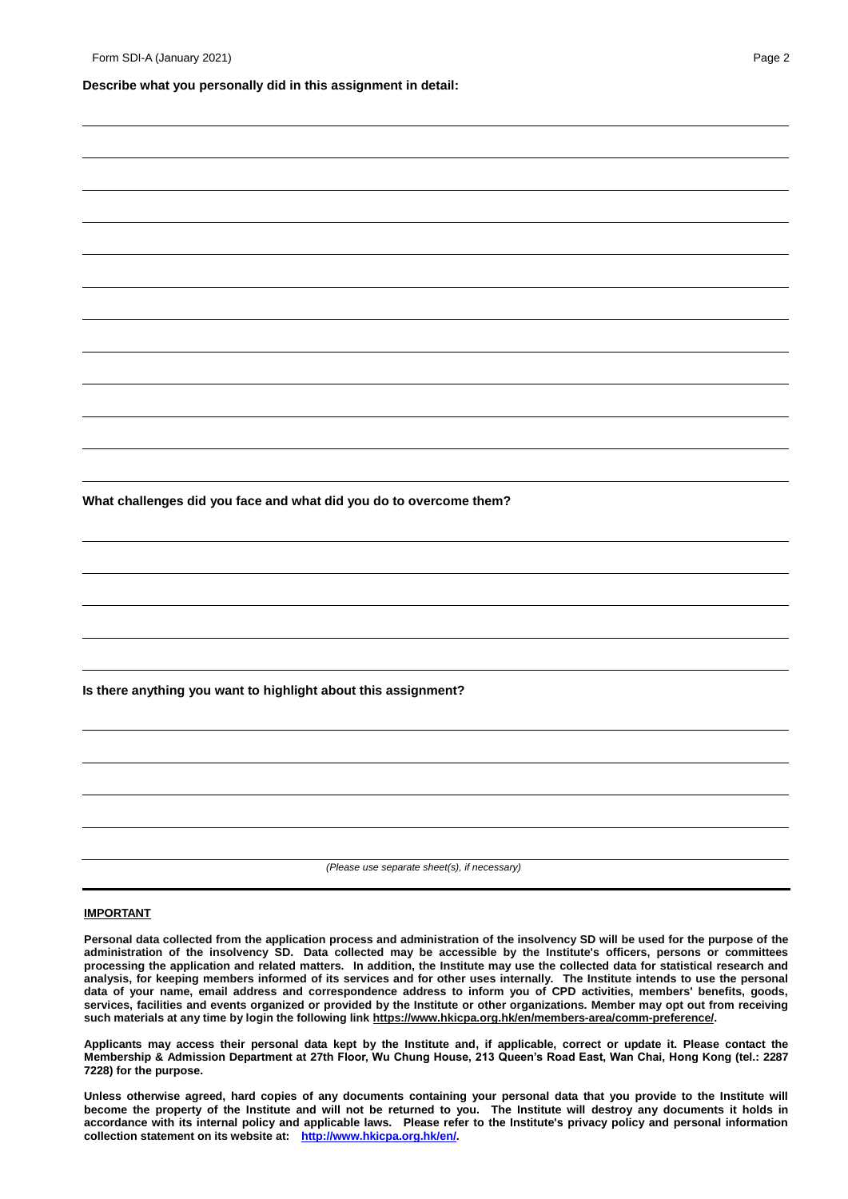**Describe what you personally did in this assignment in detail:**

**What challenges did you face and what did you do to overcome them?**

**Is there anything you want to highlight about this assignment?**

*(Please use separate sheet(s), if necessary)*

**IMPORTANT**

**Personal data collected from the application process and administration of the insolvency SD will be used for the purpose of the administration of the insolvency SD. Data collected may be accessible by the Institute's officers, persons or committees processing the application and related matters. In addition, the Institute may use the collected data for statistical research and analysis, for keeping members informed of its services and for other uses internally. The Institute intends to use the personal data of your name, email address and correspondence address to inform you of CPD activities, members' benefits, goods, services, facilities and events organized or provided by the Institute or other organizations. Member may opt out from receiving such materials at any time by login the following link https://www.hkicpa.org.hk/en/members-area/comm-preference/.**

**Applicants may access their personal data kept by the Institute and, if applicable, correct or update it. Please contact the Membership & Admission Department at 27th Floor, Wu Chung House, 213 Queen's Road East, Wan Chai, Hong Kong (tel.: 2287 7228) for the purpose.**

**Unless otherwise agreed, hard copies of any documents containing your personal data that you provide to the Institute will become the property of the Institute and will not be returned to you. The Institute will destroy any documents it holds in accordance with its internal policy and applicable laws. Please refer to the Institute's privacy policy and personal information collection statement on its website at: http://www.hkicpa.org.hk/en/.**